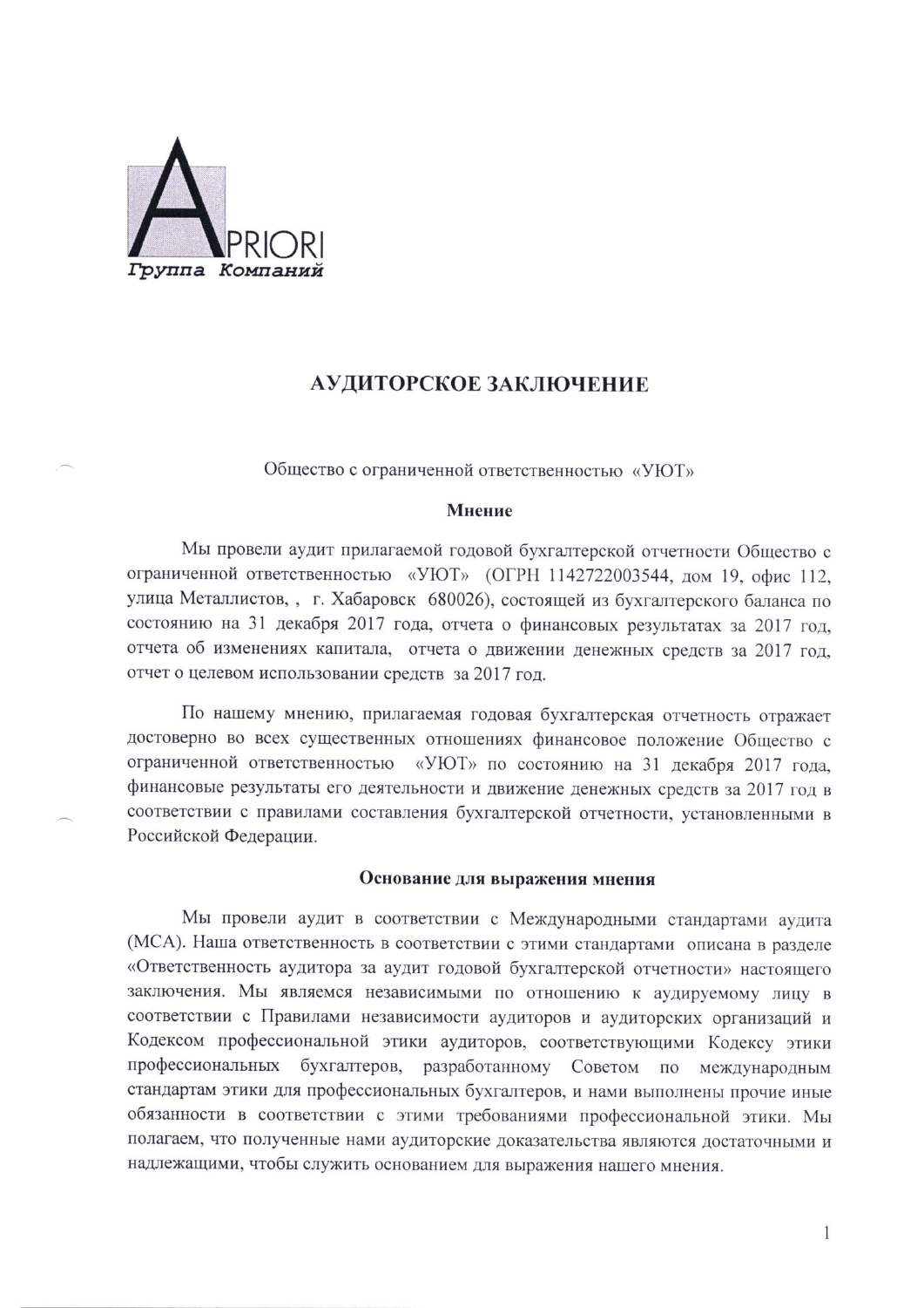APRIORI
*Группа Компаний*

# АУДИТОРСКОЕ ЗАКЛЮЧЕНИЕ

Общество с ограниченной ответственностью «УЮТ»

### Мнение

Мы провели аудит прилагаемой годовой бухгалтерской отчетности Общество с ограниченной ответственностью «УЮТ» (ОГРН 1142722003544, дом 19, офис 112, улица Металлистов, , г. Хабаровск 680026), состоящей из бухгалтерского баланса по состоянию на 31 декабря 2017 года, отчета о финансовых результатах за 2017 год, отчета об изменениях капитала, отчета о движении денежных средств за 2017 год, отчет о целевом использовании средств за 2017 год.

По нашему мнению, прилагаемая годовая бухгалтерская отчетность отражает достоверно во всех существенных отношениях финансовое положение Общество с ограниченной ответственностью «УЮТ» по состоянию на 31 декабря 2017 года, финансовые результаты его деятельности и движение денежных средств за 2017 год в соответствии с правилами составления бухгалтерской отчетности, установленными в Российской Федерации.

### Основание для выражения мнения

Мы провели аудит в соответствии с Международными стандартами аудита (МСА). Наша ответственность в соответствии с этими стандартами описана в разделе «Ответственность аудитора за аудит годовой бухгалтерской отчетности» настоящего заключения. Мы являемся независимыми по отношению к аудируемому лицу в соответствии с Правилами независимости аудиторов и аудиторских организаций и Кодексом профессиональной этики аудиторов, соответствующими Кодексу этики профессиональных бухгалтеров, разработанному Советом по международным стандартам этики для профессиональных бухгалтеров, и нами выполнены прочие иные обязанности в соответствии с этими требованиями профессиональной этики. Мы полагаем, что полученные нами аудиторские доказательства являются достаточными и надлежащими, чтобы служить основанием для выражения нашего мнения.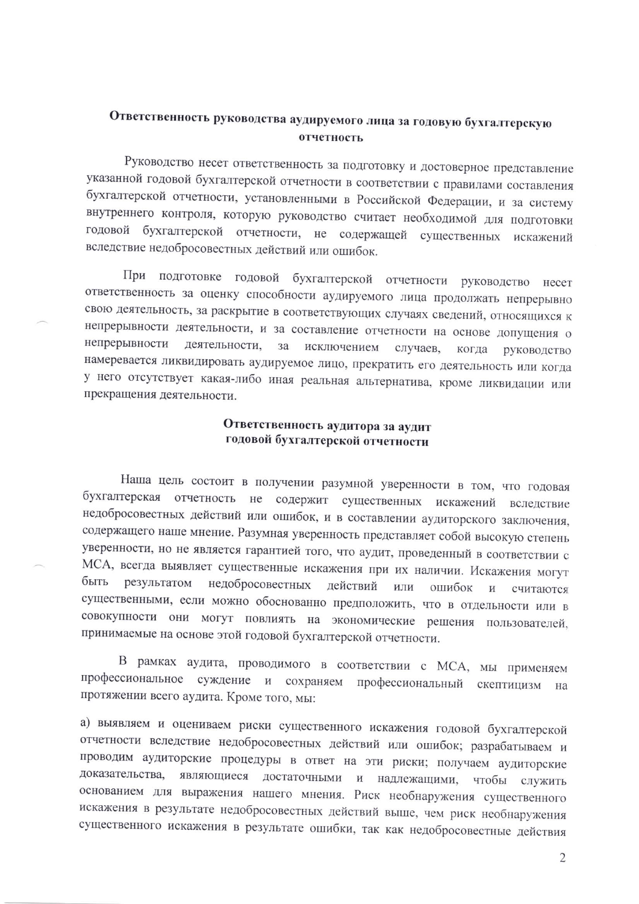## Ответственность руководства аудируемого лица за годовую бухгалтерскую отчетность

Руководство несет ответственность за подготовку и достоверное представление указанной годовой бухгалтерской отчетности в соответствии с правилами составления бухгалтерской отчетности, установленными в Российской Федерации, и за систему внутреннего контроля, которую руководство считает необходимой для подготовки годовой бухгалтерской отчетности, не содержащей существенных искажений вследствие недобросовестных действий или ошибок.

При подготовке годовой бухгалтерской отчетности руководство несет ответственность за оценку способности аудируемого лица продолжать непрерывно свою деятельность, за раскрытие в соответствующих случаях сведений, относящихся к непрерывности деятельности, и за составление отчетности на основе допущения о непрерывности деятельности, за исключением случаев, когда руководство намеревается ликвидировать аудируемое лицо, прекратить его деятельность или когда у него отсутствует какая-либо иная реальная альтернатива, кроме ликвидации или прекращения деятельности.

## Ответственность аудитора за аудит годовой бухгалтерской отчетности

Наша цель состоит в получении разумной уверенности в том, что годовая бухгалтерская отчетность не содержит существенных искажений вследствие недобросовестных действий или ошибок, и в составлении аудиторского заключения, содержащего наше мнение. Разумная уверенность представляет собой высокую степень уверенности, но не является гарантией того, что аудит, проведенный в соответствии с МСА, всегда выявляет существенные искажения при их наличии. Искажения могут быть результатом недобросовестных действий или ошибок и считаются существенными, если можно обоснованно предположить, что в отдельности или в совокупности они могут повлиять на экономические решения пользователей, принимаемые на основе этой годовой бухгалтерской отчетности.

В рамках аудита, проводимого в соответствии с МСА, мы применяем профессиональное суждение и сохраняем профессиональный скептицизм на протяжении всего аудита. Кроме того, мы:

а) выявляем и оцениваем риски существенного искажения годовой бухгалтерской отчетности вследствие недобросовестных действий или ошибок; разрабатываем и проводим аудиторские процедуры в ответ на эти риски; получаем аудиторские доказательства, являющиеся достаточными и надлежащими, чтобы служить основанием для выражения нашего мнения. Риск необнаружения существенного искажения в результате недобросовестных действий выше, чем риск необнаружения существенного искажения в результате ошибки, так как недобросовестные действия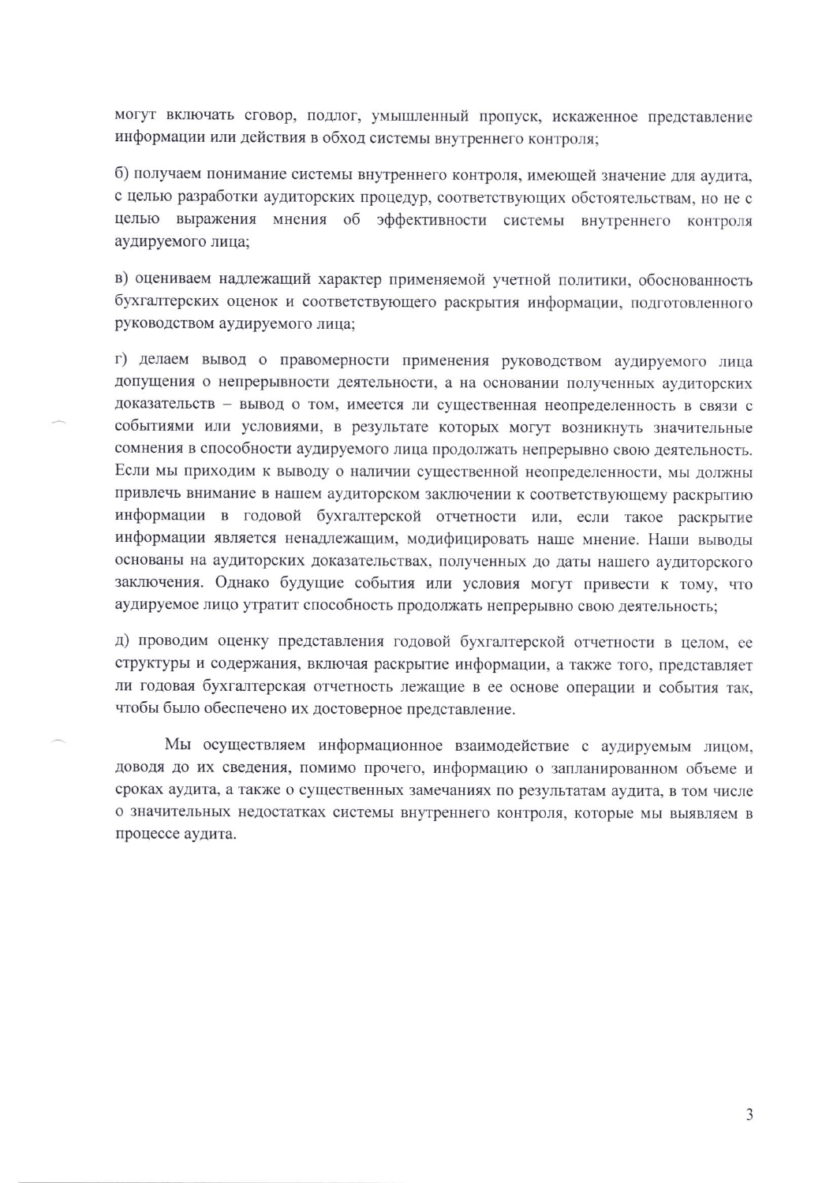могут включать сговор, подлог, умышленный пропуск, искаженное представление информации или действия в обход системы внутреннего контроля;

б) получаем понимание системы внутреннего контроля, имеющей значение для аудита, с целью разработки аудиторских процедур, соответствующих обстоятельствам, но не с целью выражения мнения об эффективности системы внутреннего контроля аудируемого лица;

в) оцениваем надлежащий характер применяемой учетной политики, обоснованность бухгалтерских оценок и соответствующего раскрытия информации, подготовленного руководством аудируемого лица;

г) делаем вывод о правомерности применения руководством аудируемого лица допущения о непрерывности деятельности, а на основании полученных аудиторских доказательств – вывод о том, имеется ли существенная неопределенность в связи с событиями или условиями, в результате которых могут возникнуть значительные сомнения в способности аудируемого лица продолжать непрерывно свою деятельность. Если мы приходим к выводу о наличии существенной неопределенности, мы должны привлечь внимание в нашем аудиторском заключении к соответствующему раскрытию информации в годовой бухгалтерской отчетности или, если такое раскрытие информации является ненадлежащим, модифицировать наше мнение. Наши выводы основаны на аудиторских доказательствах, полученных до даты нашего аудиторского заключения. Однако будущие события или условия могут привести к тому, что аудируемое лицо утратит способность продолжать непрерывно свою деятельность;

д) проводим оценку представления годовой бухгалтерской отчетности в целом, ее структуры и содержания, включая раскрытие информации, а также того, представляет ли годовая бухгалтерская отчетность лежащие в ее основе операции и события так, чтобы было обеспечено их достоверное представление.

Мы осуществляем информационное взаимодействие с аудируемым лицом, доводя до их сведения, помимо прочего, информацию о запланированном объеме и сроках аудита, а также о существенных замечаниях по результатам аудита, в том числе о значительных недостатках системы внутреннего контроля, которые мы выявляем в процессе аудита.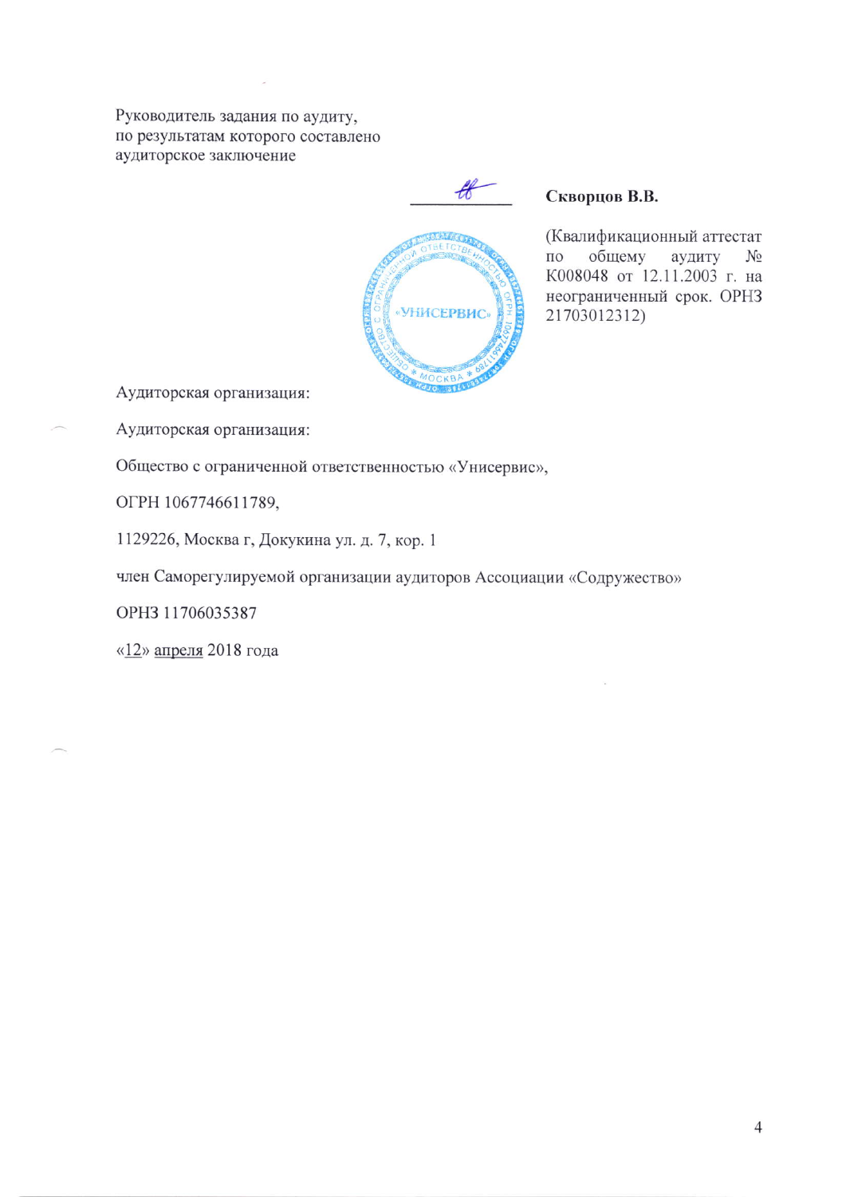Руководитель задания по аудиту, по результатам которого составлено аудиторское заключение

**Скворцов В.В.**

(Квалификационный аттестат по общему аудиту № К008048 от 12.11.2003 г. на неограниченный срок. ОРНЗ 21703012312)

Аудиторская организация:

Аудиторская организация:

Общество с ограниченной ответственностью «Унисервис»,

ОГРН 1067746611789,

1129226, Москва г, Докукина ул. д. 7, кор. 1

член Саморегулируемой организации аудиторов Ассоциации «Содружество»

ОРНЗ 11706035387

«12» апреля 2018 года